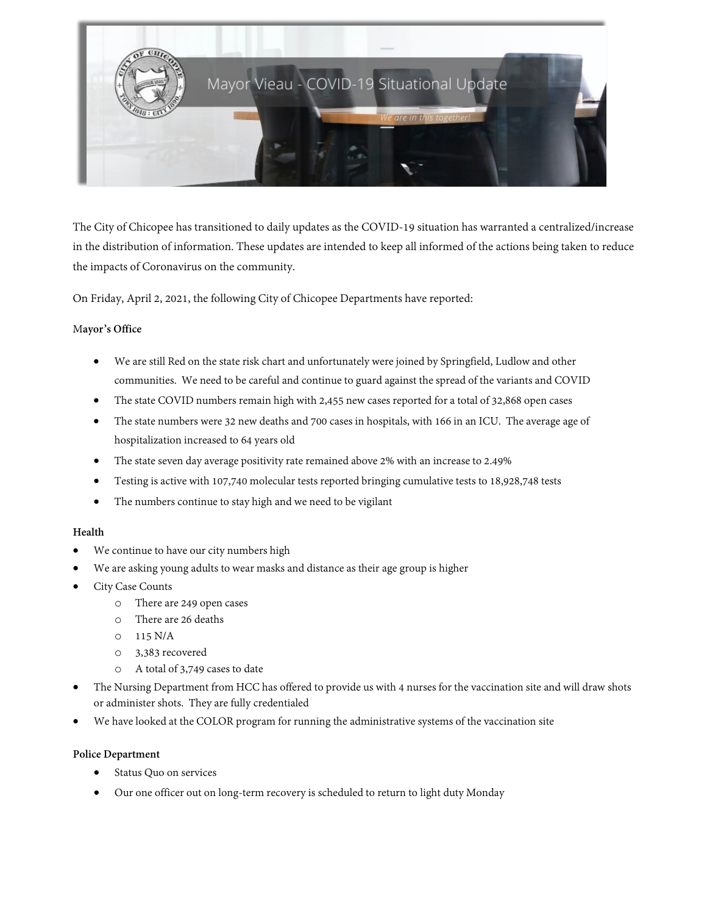# Mayor Vieau - COVID-19 Situational Update

*We are in this together!*

The City of Chicopee has transitioned to daily updates as the COVID-19 situation has warranted a centralized/increase in the distribution of information. These updates are intended to keep all informed of the actions being taken to reduce the impacts of Coronavirus on the community.

On Friday, April 2, 2021, the following City of Chicopee Departments have reported:

**Mayor's Office**

- We are still Red on the state risk chart and unfortunately were joined by Springfield, Ludlow and other communities. We need to be careful and continue to guard against the spread of the variants and COVID
- The state COVID numbers remain high with 2,455 new cases reported for a total of 32,868 open cases
- The state numbers were 32 new deaths and 700 cases in hospitals, with 166 in an ICU. The average age of hospitalization increased to 64 years old
- The state seven day average positivity rate remained above 2% with an increase to 2.49%
- Testing is active with 107,740 molecular tests reported bringing cumulative tests to 18,928,748 tests
- The numbers continue to stay high and we need to be vigilant

**Health**

- We continue to have our city numbers high
- We are asking young adults to wear masks and distance as their age group is higher
- City Case Counts
  - There are 249 open cases
  - There are 26 deaths
  - 115 N/A
  - 3,383 recovered
  - A total of 3,749 cases to date
- The Nursing Department from HCC has offered to provide us with 4 nurses for the vaccination site and will draw shots or administer shots. They are fully credentialed
- We have looked at the COLOR program for running the administrative systems of the vaccination site

**Police Department**

- Status Quo on services
- Our one officer out on long-term recovery is scheduled to return to light duty Monday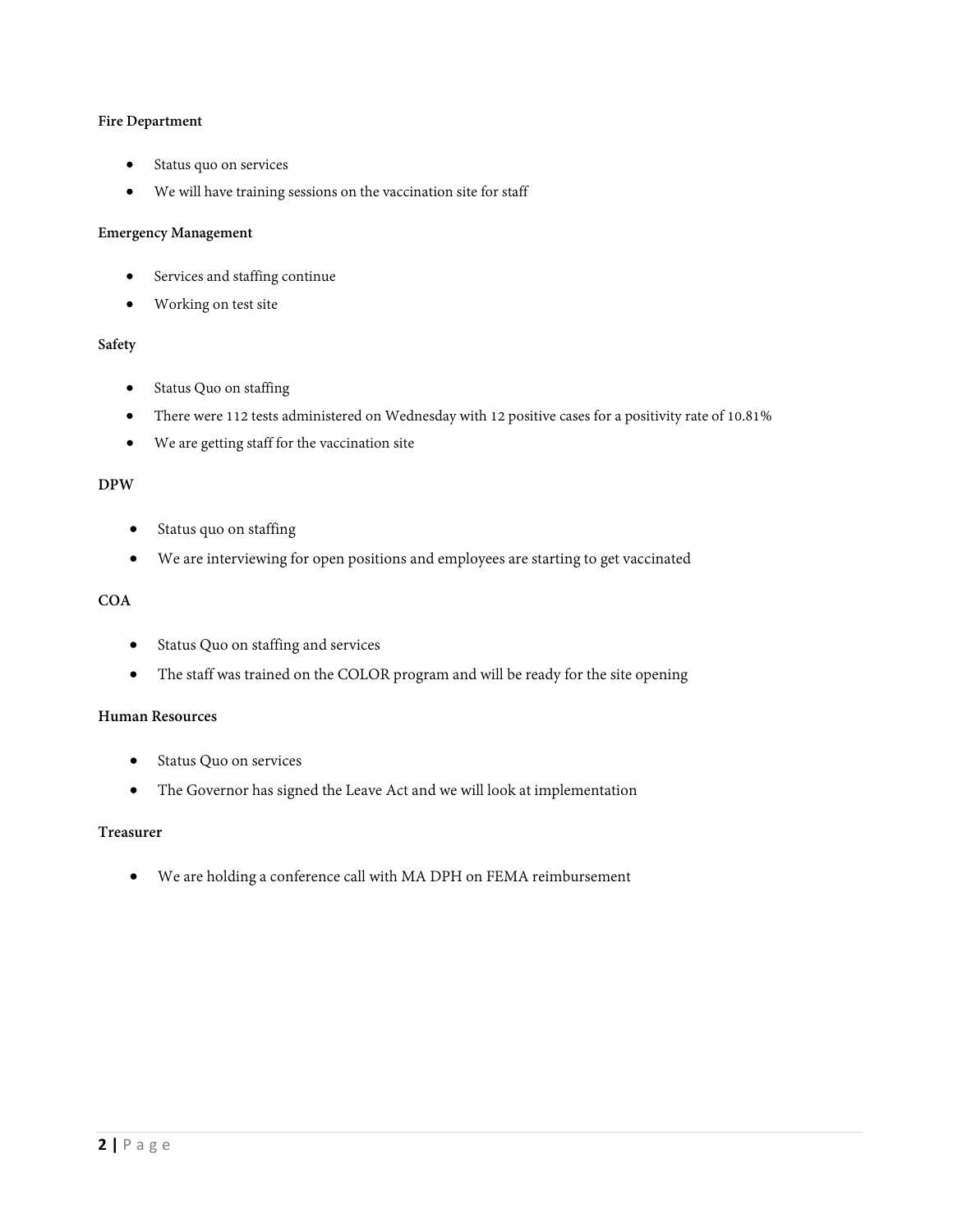**Fire Department**

- Status quo on services
- We will have training sessions on the vaccination site for staff

**Emergency Management**

- Services and staffing continue
- Working on test site

**Safety**

- Status Quo on staffing
- There were 112 tests administered on Wednesday with 12 positive cases for a positivity rate of 10.81%
- We are getting staff for the vaccination site

**DPW**

- Status quo on staffing
- We are interviewing for open positions and employees are starting to get vaccinated

**COA**

- Status Quo on staffing and services
- The staff was trained on the COLOR program and will be ready for the site opening

**Human Resources**

- Status Quo on services
- The Governor has signed the Leave Act and we will look at implementation

**Treasurer**

- We are holding a conference call with MA DPH on FEMA reimbursement